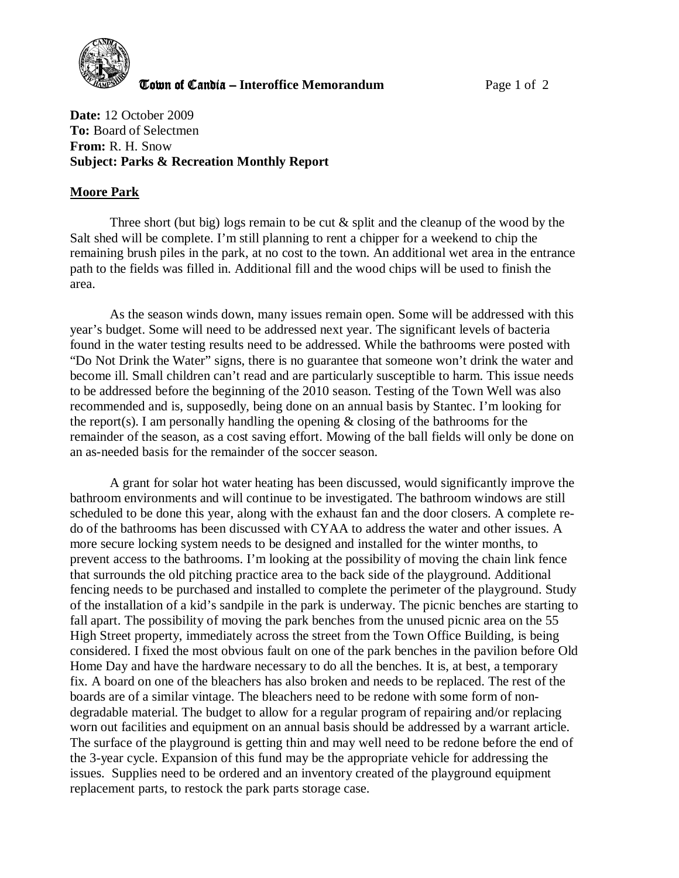**Town of Candia – Interoffice Memorandum**

**Date:** 12 October 2009
**To:** Board of Selectmen
**From:** R. H. Snow
**Subject: Parks & Recreation Monthly Report**

## Moore Park

Three short (but big) logs remain to be cut & split and the cleanup of the wood by the Salt shed will be complete. I'm still planning to rent a chipper for a weekend to chip the remaining brush piles in the park, at no cost to the town. An additional wet area in the entrance path to the fields was filled in. Additional fill and the wood chips will be used to finish the area.

As the season winds down, many issues remain open. Some will be addressed with this year's budget. Some will need to be addressed next year. The significant levels of bacteria found in the water testing results need to be addressed. While the bathrooms were posted with "Do Not Drink the Water" signs, there is no guarantee that someone won't drink the water and become ill. Small children can't read and are particularly susceptible to harm. This issue needs to be addressed before the beginning of the 2010 season. Testing of the Town Well was also recommended and is, supposedly, being done on an annual basis by Stantec. I'm looking for the report(s). I am personally handling the opening & closing of the bathrooms for the remainder of the season, as a cost saving effort. Mowing of the ball fields will only be done on an as-needed basis for the remainder of the soccer season.

A grant for solar hot water heating has been discussed, would significantly improve the bathroom environments and will continue to be investigated. The bathroom windows are still scheduled to be done this year, along with the exhaust fan and the door closers. A complete re-do of the bathrooms has been discussed with CYAA to address the water and other issues. A more secure locking system needs to be designed and installed for the winter months, to prevent access to the bathrooms. I'm looking at the possibility of moving the chain link fence that surrounds the old pitching practice area to the back side of the playground. Additional fencing needs to be purchased and installed to complete the perimeter of the playground. Study of the installation of a kid's sandpile in the park is underway. The picnic benches are starting to fall apart. The possibility of moving the park benches from the unused picnic area on the 55 High Street property, immediately across the street from the Town Office Building, is being considered. I fixed the most obvious fault on one of the park benches in the pavilion before Old Home Day and have the hardware necessary to do all the benches. It is, at best, a temporary fix. A board on one of the bleachers has also broken and needs to be replaced. The rest of the boards are of a similar vintage. The bleachers need to be redone with some form of non-degradable material. The budget to allow for a regular program of repairing and/or replacing worn out facilities and equipment on an annual basis should be addressed by a warrant article. The surface of the playground is getting thin and may well need to be redone before the end of the 3-year cycle. Expansion of this fund may be the appropriate vehicle for addressing the issues. Supplies need to be ordered and an inventory created of the playground equipment replacement parts, to restock the park parts storage case.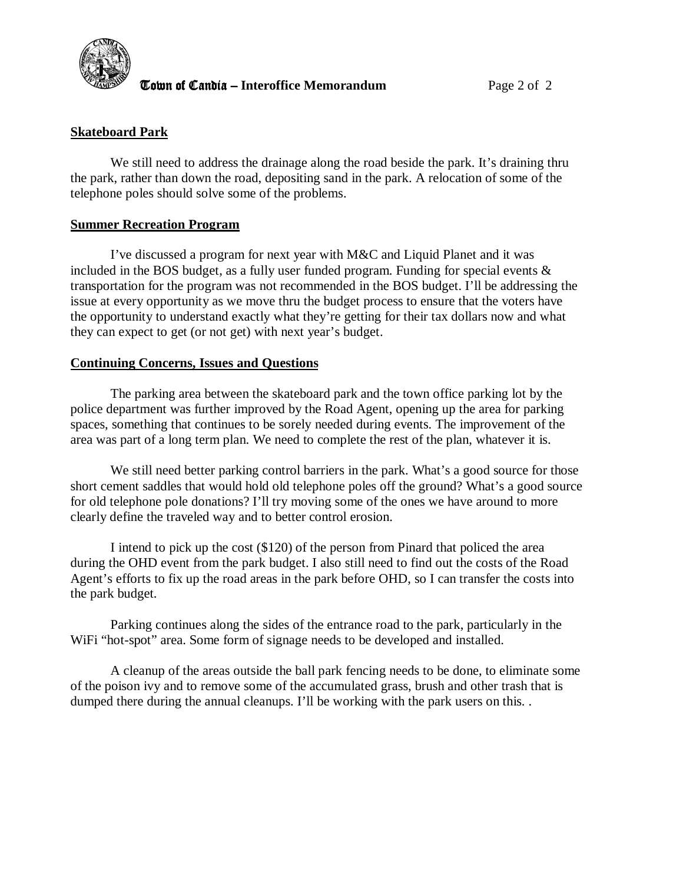## Skateboard Park

We still need to address the drainage along the road beside the park. It's draining thru the park, rather than down the road, depositing sand in the park. A relocation of some of the telephone poles should solve some of the problems.

## Summer Recreation Program

I've discussed a program for next year with M&C and Liquid Planet and it was included in the BOS budget, as a fully user funded program. Funding for special events & transportation for the program was not recommended in the BOS budget. I'll be addressing the issue at every opportunity as we move thru the budget process to ensure that the voters have the opportunity to understand exactly what they're getting for their tax dollars now and what they can expect to get (or not get) with next year's budget.

## Continuing Concerns, Issues and Questions

The parking area between the skateboard park and the town office parking lot by the police department was further improved by the Road Agent, opening up the area for parking spaces, something that continues to be sorely needed during events. The improvement of the area was part of a long term plan. We need to complete the rest of the plan, whatever it is.

We still need better parking control barriers in the park. What's a good source for those short cement saddles that would hold old telephone poles off the ground? What's a good source for old telephone pole donations? I'll try moving some of the ones we have around to more clearly define the traveled way and to better control erosion.

I intend to pick up the cost ($120) of the person from Pinard that policed the area during the OHD event from the park budget. I also still need to find out the costs of the Road Agent's efforts to fix up the road areas in the park before OHD, so I can transfer the costs into the park budget.

Parking continues along the sides of the entrance road to the park, particularly in the WiFi "hot-spot" area. Some form of signage needs to be developed and installed.

A cleanup of the areas outside the ball park fencing needs to be done, to eliminate some of the poison ivy and to remove some of the accumulated grass, brush and other trash that is dumped there during the annual cleanups. I'll be working with the park users on this. .